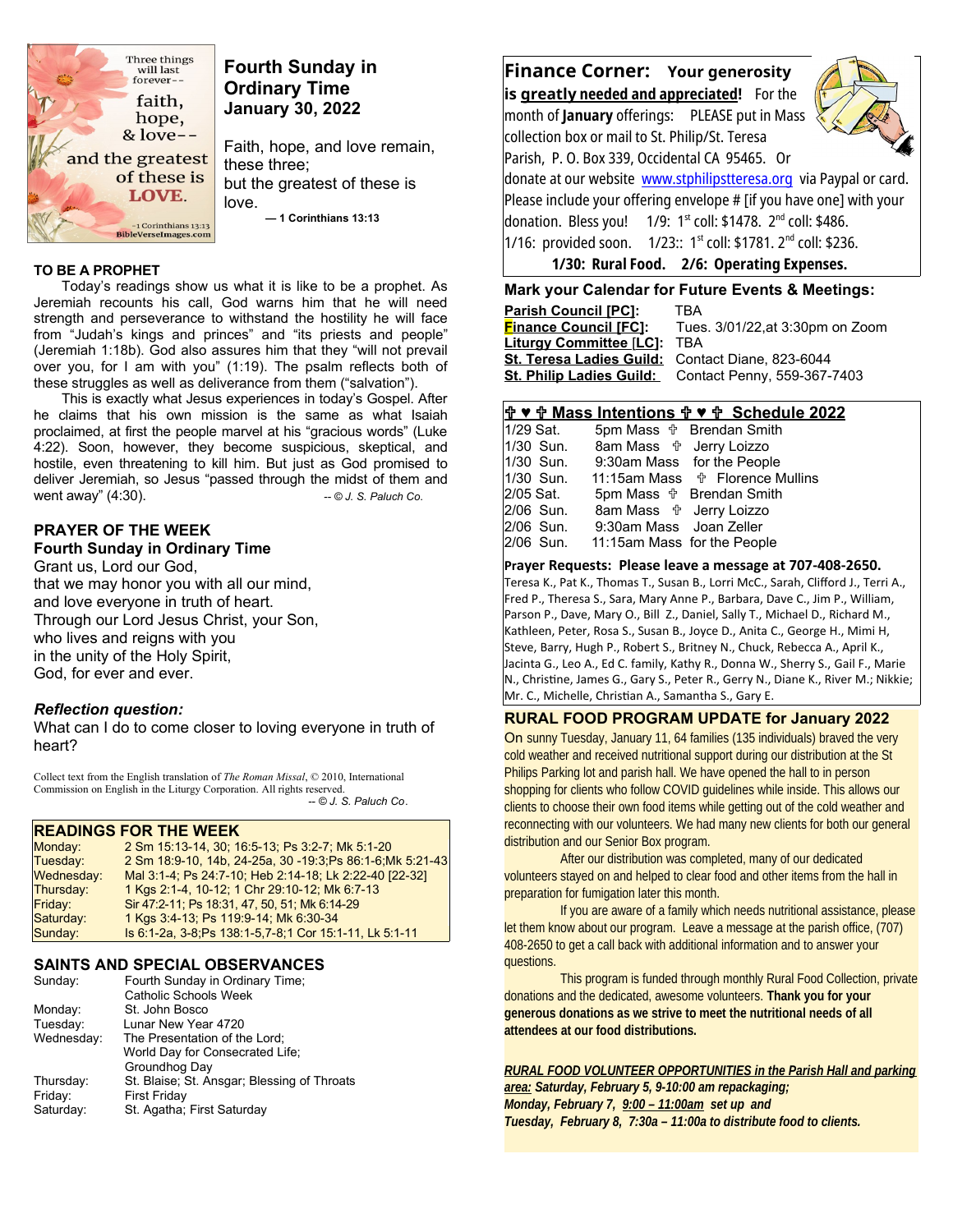# Fourth Sunday in Ordinary Time
## January 30, 2022

Faith, hope, and love remain, these three;
but the greatest of these is love.
— 1 Corinthians 13:13

### TO BE A PROPHET

Today's readings show us what it is like to be a prophet. As Jeremiah recounts his call, God warns him that he will need strength and perseverance to withstand the hostility he will face from "Judah's kings and princes" and "its priests and people" (Jeremiah 1:18b). God also assures him that they "will not prevail over you, for I am with you" (1:19). The psalm reflects both of these struggles as well as deliverance from them ("salvation").

This is exactly what Jesus experiences in today's Gospel. After he claims that his own mission is the same as what Isaiah proclaimed, at first the people marvel at his "gracious words" (Luke 4:22). Soon, however, they become suspicious, skeptical, and hostile, even threatening to kill him. But just as God promised to deliver Jeremiah, so Jesus "passed through the midst of them and went away" (4:30). *-- © J. S. Paluch Co.*

### PRAYER OF THE WEEK
**Fourth Sunday in Ordinary Time**

Grant us, Lord our God,
that we may honor you with all our mind,
and love everyone in truth of heart.
Through our Lord Jesus Christ, your Son,
who lives and reigns with you
in the unity of the Holy Spirit,
God, for ever and ever.

***Reflection question:***
What can I do to come closer to loving everyone in truth of heart?

Collect text from the English translation of *The Roman Missal*, © 2010, International Commission on English in the Liturgy Corporation. All rights reserved.
*-- © J. S. Paluch Co.*

### READINGS FOR THE WEEK

| | |
|---|---|
| Monday: | 2 Sm 15:13-14, 30; 16:5-13; Ps 3:2-7; Mk 5:1-20 |
| Tuesday: | 2 Sm 18:9-10, 14b, 24-25a, 30 -19:3;Ps 86:1-6;Mk 5:21-43 |
| Wednesday: | Mal 3:1-4; Ps 24:7-10; Heb 2:14-18; Lk 2:22-40 [22-32] |
| Thursday: | 1 Kgs 2:1-4, 10-12; 1 Chr 29:10-12; Mk 6:7-13 |
| Friday: | Sir 47:2-11; Ps 18:31, 47, 50, 51; Mk 6:14-29 |
| Saturday: | 1 Kgs 3:4-13; Ps 119:9-14; Mk 6:30-34 |
| Sunday: | Is 6:1-2a, 3-8;Ps 138:1-5,7-8;1 Cor 15:1-11, Lk 5:1-11 |

### SAINTS AND SPECIAL OBSERVANCES

| | |
|---|---|
| Sunday: | Fourth Sunday in Ordinary Time; Catholic Schools Week |
| Monday: | St. John Bosco |
| Tuesday: | Lunar New Year 4720 |
| Wednesday: | The Presentation of the Lord; World Day for Consecrated Life; Groundhog Day |
| Thursday: | St. Blaise; St. Ansgar; Blessing of Throats |
| Friday: | First Friday |
| Saturday: | St. Agatha; First Saturday |

### Finance Corner: Your generosity is greatly needed and appreciated!

For the month of **January** offerings: PLEASE put in Mass collection box or mail to St. Philip/St. Teresa Parish, P. O. Box 339, Occidental CA 95465. Or donate at our website www.stphilipstteresa.org via Paypal or card. Please include your offering envelope # [if you have one] with your donation. Bless you! 1/9: 1st coll: $1478. 2nd coll: $486. 1/16: provided soon. 1/23:: 1st coll: $1781. 2nd coll: $236.

**1/30: Rural Food. 2/6: Operating Expenses.**

### Mark your Calendar for Future Events & Meetings:

| | |
|---|---|
| **Parish Council [PC]:** | TBA |
| **Finance Council [FC]:** | Tues. 3/01/22,at 3:30pm on Zoom |
| **Liturgy Committee [LC]:** | TBA |
| **St. Teresa Ladies Guild:** | Contact Diane, 823-6044 |
| **St. Philip Ladies Guild:** | Contact Penny, 559-367-7403 |

### ✞ ♥ ✞ Mass Intentions ✞ ♥ ✞ Schedule 2022

| | | |
|---|---|---|
| 1/29 Sat. | 5pm Mass | ✞ Brendan Smith |
| 1/30 Sun. | 8am Mass | ✞ Jerry Loizzo |
| 1/30 Sun. | 9:30am Mass | for the People |
| 1/30 Sun. | 11:15am Mass | ✞ Florence Mullins |
| 2/05 Sat. | 5pm Mass | ✞ Brendan Smith |
| 2/06 Sun. | 8am Mass | ✞ Jerry Loizzo |
| 2/06 Sun. | 9:30am Mass | Joan Zeller |
| 2/06 Sun. | 11:15am Mass | for the People |

**Prayer Requests: Please leave a message at 707-408-2650.**
Teresa K., Pat K., Thomas T., Susan B., Lorri McC., Sarah, Clifford J., Terri A., Fred P., Theresa S., Sara, Mary Anne P., Barbara, Dave C., Jim P., William, Parson P., Dave, Mary O., Bill Z., Daniel, Sally T., Michael D., Richard M., Kathleen, Peter, Rosa S., Susan B., Joyce D., Anita C., George H., Mimi H, Steve, Barry, Hugh P., Robert S., Britney N., Chuck, Rebecca A., April K., Jacinta G., Leo A., Ed C. family, Kathy R., Donna W., Sherry S., Gail F., Marie N., Christine, James G., Gary S., Peter R., Gerry N., Diane K., River M.; Nikkie; Mr. C., Michelle, Christian A., Samantha S., Gary E.

### RURAL FOOD PROGRAM UPDATE for January 2022

On sunny Tuesday, January 11, 64 families (135 individuals) braved the very cold weather and received nutritional support during our distribution at the St Philips Parking lot and parish hall. We have opened the hall to in person shopping for clients who follow COVID guidelines while inside. This allows our clients to choose their own food items while getting out of the cold weather and reconnecting with our volunteers. We had many new clients for both our general distribution and our Senior Box program.

After our distribution was completed, many of our dedicated volunteers stayed on and helped to clear food and other items from the hall in preparation for fumigation later this month.

If you are aware of a family which needs nutritional assistance, please let them know about our program. Leave a message at the parish office, (707) 408-2650 to get a call back with additional information and to answer your questions.

This program is funded through monthly Rural Food Collection, private donations and the dedicated, awesome volunteers. **Thank you for your generous donations as we strive to meet the nutritional needs of all attendees at our food distributions.**

***RURAL FOOD VOLUNTEER OPPORTUNITIES in the Parish Hall and parking area:* Saturday, February 5, 9-10:00 am repackaging;**
***Monday, February 7, 9:00 – 11:00am set up and***
***Tuesday, February 8, 7:30a – 11:00a to distribute food to clients.***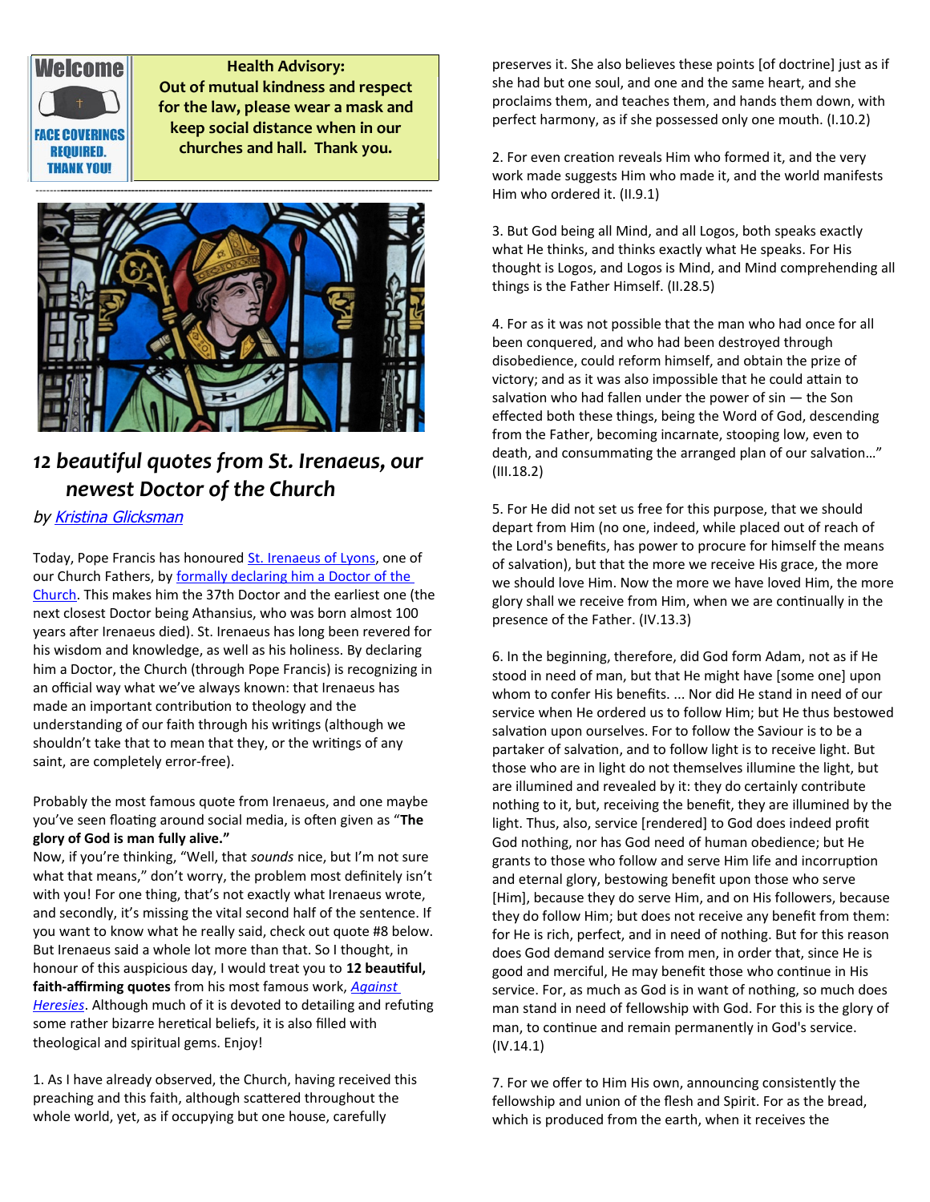**Welcome**

**FACE COVERINGS REQUIRED. THANK YOU!**

**Health Advisory:**
**Out of mutual kindness and respect for the law, please wear a mask and keep social distance when in our churches and hall. Thank you.**

## *12 beautiful quotes from St. Irenaeus, our newest Doctor of the Church*

*by Kristina Glicksman*

Today, Pope Francis has honoured St. Irenaeus of Lyons, one of our Church Fathers, by formally declaring him a Doctor of the Church. This makes him the 37th Doctor and the earliest one (the next closest Doctor being Athansius, who was born almost 100 years after Irenaeus died). St. Irenaeus has long been revered for his wisdom and knowledge, as well as his holiness. By declaring him a Doctor, the Church (through Pope Francis) is recognizing in an official way what we've always known: that Irenaeus has made an important contribution to theology and the understanding of our faith through his writings (although we shouldn't take that to mean that they, or the writings of any saint, are completely error-free).

Probably the most famous quote from Irenaeus, and one maybe you've seen floating around social media, is often given as "**The glory of God is man fully alive.**"
Now, if you're thinking, "Well, that *sounds* nice, but I'm not sure what that means," don't worry, the problem most definitely isn't with you! For one thing, that's not exactly what Irenaeus wrote, and secondly, it's missing the vital second half of the sentence. If you want to know what he really said, check out quote #8 below. But Irenaeus said a whole lot more than that. So I thought, in honour of this auspicious day, I would treat you to **12 beautiful, faith-affirming quotes** from his most famous work, *Against Heresies*. Although much of it is devoted to detailing and refuting some rather bizarre heretical beliefs, it is also filled with theological and spiritual gems. Enjoy!

1. As I have already observed, the Church, having received this preaching and this faith, although scattered throughout the whole world, yet, as if occupying but one house, carefully preserves it. She also believes these points [of doctrine] just as if she had but one soul, and one and the same heart, and she proclaims them, and teaches them, and hands them down, with perfect harmony, as if she possessed only one mouth. (I.10.2)

2. For even creation reveals Him who formed it, and the very work made suggests Him who made it, and the world manifests Him who ordered it. (II.9.1)

3. But God being all Mind, and all Logos, both speaks exactly what He thinks, and thinks exactly what He speaks. For His thought is Logos, and Logos is Mind, and Mind comprehending all things is the Father Himself. (II.28.5)

4. For as it was not possible that the man who had once for all been conquered, and who had been destroyed through disobedience, could reform himself, and obtain the prize of victory; and as it was also impossible that he could attain to salvation who had fallen under the power of sin — the Son effected both these things, being the Word of God, descending from the Father, becoming incarnate, stooping low, even to death, and consummating the arranged plan of our salvation…" (III.18.2)

5. For He did not set us free for this purpose, that we should depart from Him (no one, indeed, while placed out of reach of the Lord's benefits, has power to procure for himself the means of salvation), but that the more we receive His grace, the more we should love Him. Now the more we have loved Him, the more glory shall we receive from Him, when we are continually in the presence of the Father. (IV.13.3)

6. In the beginning, therefore, did God form Adam, not as if He stood in need of man, but that He might have [some one] upon whom to confer His benefits. ... Nor did He stand in need of our service when He ordered us to follow Him; but He thus bestowed salvation upon ourselves. For to follow the Saviour is to be a partaker of salvation, and to follow light is to receive light. But those who are in light do not themselves illumine the light, but are illumined and revealed by it: they do certainly contribute nothing to it, but, receiving the benefit, they are illumined by the light. Thus, also, service [rendered] to God does indeed profit God nothing, nor has God need of human obedience; but He grants to those who follow and serve Him life and incorruption and eternal glory, bestowing benefit upon those who serve [Him], because they do serve Him, and on His followers, because they do follow Him; but does not receive any benefit from them: for He is rich, perfect, and in need of nothing. But for this reason does God demand service from men, in order that, since He is good and merciful, He may benefit those who continue in His service. For, as much as God is in want of nothing, so much does man stand in need of fellowship with God. For this is the glory of man, to continue and remain permanently in God's service. (IV.14.1)

7. For we offer to Him His own, announcing consistently the fellowship and union of the flesh and Spirit. For as the bread, which is produced from the earth, when it receives the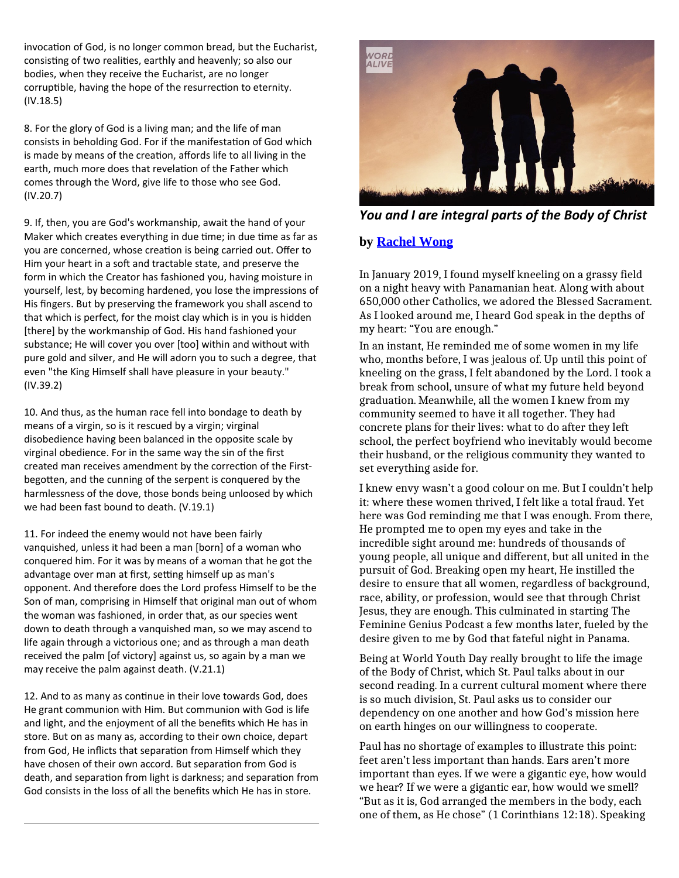invocation of God, is no longer common bread, but the Eucharist, consisting of two realities, earthly and heavenly; so also our bodies, when they receive the Eucharist, are no longer corruptible, having the hope of the resurrection to eternity. (IV.18.5)

8. For the glory of God is a living man; and the life of man consists in beholding God. For if the manifestation of God which is made by means of the creation, affords life to all living in the earth, much more does that revelation of the Father which comes through the Word, give life to those who see God. (IV.20.7)

9. If, then, you are God's workmanship, await the hand of your Maker which creates everything in due time; in due time as far as you are concerned, whose creation is being carried out. Offer to Him your heart in a soft and tractable state, and preserve the form in which the Creator has fashioned you, having moisture in yourself, lest, by becoming hardened, you lose the impressions of His fingers. But by preserving the framework you shall ascend to that which is perfect, for the moist clay which is in you is hidden [there] by the workmanship of God. His hand fashioned your substance; He will cover you over [too] within and without with pure gold and silver, and He will adorn you to such a degree, that even "the King Himself shall have pleasure in your beauty." (IV.39.2)

10. And thus, as the human race fell into bondage to death by means of a virgin, so is it rescued by a virgin; virginal disobedience having been balanced in the opposite scale by virginal obedience. For in the same way the sin of the first created man receives amendment by the correction of the First-begotten, and the cunning of the serpent is conquered by the harmlessness of the dove, those bonds being unloosed by which we had been fast bound to death. (V.19.1)

11. For indeed the enemy would not have been fairly vanquished, unless it had been a man [born] of a woman who conquered him. For it was by means of a woman that he got the advantage over man at first, setting himself up as man's opponent. And therefore does the Lord profess Himself to be the Son of man, comprising in Himself that original man out of whom the woman was fashioned, in order that, as our species went down to death through a vanquished man, so we may ascend to life again through a victorious one; and as through a man death received the palm [of victory] against us, so again by a man we may receive the palm against death. (V.21.1)

12. And to as many as continue in their love towards God, does He grant communion with Him. But communion with God is life and light, and the enjoyment of all the benefits which He has in store. But on as many as, according to their own choice, depart from God, He inflicts that separation from Himself which they have chosen of their own accord. But separation from God is death, and separation from light is darkness; and separation from God consists in the loss of all the benefits which He has in store.

---

## *You and I are integral parts of the Body of Christ*

**by Rachel Wong**

In January 2019, I found myself kneeling on a grassy field on a night heavy with Panamanian heat. Along with about 650,000 other Catholics, we adored the Blessed Sacrament. As I looked around me, I heard God speak in the depths of my heart: "You are enough."

In an instant, He reminded me of some women in my life who, months before, I was jealous of. Up until this point of kneeling on the grass, I felt abandoned by the Lord. I took a break from school, unsure of what my future held beyond graduation. Meanwhile, all the women I knew from my community seemed to have it all together. They had concrete plans for their lives: what to do after they left school, the perfect boyfriend who inevitably would become their husband, or the religious community they wanted to set everything aside for.

I knew envy wasn't a good colour on me. But I couldn't help it: where these women thrived, I felt like a total fraud. Yet here was God reminding me that I was enough. From there, He prompted me to open my eyes and take in the incredible sight around me: hundreds of thousands of young people, all unique and different, but all united in the pursuit of God. Breaking open my heart, He instilled the desire to ensure that all women, regardless of background, race, ability, or profession, would see that through Christ Jesus, they are enough. This culminated in starting The Feminine Genius Podcast a few months later, fueled by the desire given to me by God that fateful night in Panama.

Being at World Youth Day really brought to life the image of the Body of Christ, which St. Paul talks about in our second reading. In a current cultural moment where there is so much division, St. Paul asks us to consider our dependency on one another and how God's mission here on earth hinges on our willingness to cooperate.

Paul has no shortage of examples to illustrate this point: feet aren't less important than hands. Ears aren't more important than eyes. If we were a gigantic eye, how would we hear? If we were a gigantic ear, how would we smell? "But as it is, God arranged the members in the body, each one of them, as He chose" (1 Corinthians 12:18). Speaking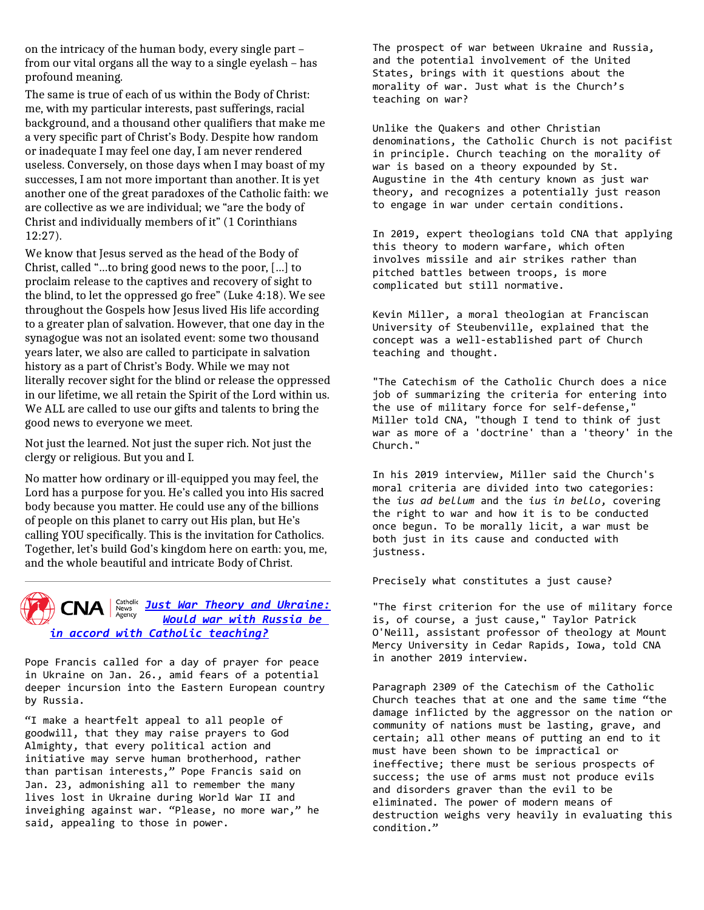on the intricacy of the human body, every single part – from our vital organs all the way to a single eyelash – has profound meaning.

The same is true of each of us within the Body of Christ: me, with my particular interests, past sufferings, racial background, and a thousand other qualifiers that make me a very specific part of Christ's Body. Despite how random or inadequate I may feel one day, I am never rendered useless. Conversely, on those days when I may boast of my successes, I am not more important than another. It is yet another one of the great paradoxes of the Catholic faith: we are collective as we are individual; we "are the body of Christ and individually members of it" (1 Corinthians 12:27).

We know that Jesus served as the head of the Body of Christ, called "…to bring good news to the poor, […] to proclaim release to the captives and recovery of sight to the blind, to let the oppressed go free" (Luke 4:18). We see throughout the Gospels how Jesus lived His life according to a greater plan of salvation. However, that one day in the synagogue was not an isolated event: some two thousand years later, we also are called to participate in salvation history as a part of Christ's Body. While we may not literally recover sight for the blind or release the oppressed in our lifetime, we all retain the Spirit of the Lord within us. We ALL are called to use our gifts and talents to bring the good news to everyone we meet.

Not just the learned. Not just the super rich. Not just the clergy or religious. But you and I.

No matter how ordinary or ill-equipped you may feel, the Lord has a purpose for you. He's called you into His sacred body because you matter. He could use any of the billions of people on this planet to carry out His plan, but He's calling YOU specifically. This is the invitation for Catholics. Together, let's build God's kingdom here on earth: you, me, and the whole beautiful and intricate Body of Christ.

---

## CNA Catholic News Agency — *Just War Theory and Ukraine: Would war with Russia be in accord with Catholic teaching?*

Pope Francis called for a day of prayer for peace in Ukraine on Jan. 26., amid fears of a potential deeper incursion into the Eastern European country by Russia.

"I make a heartfelt appeal to all people of goodwill, that they may raise prayers to God Almighty, that every political action and initiative may serve human brotherhood, rather than partisan interests," Pope Francis said on Jan. 23, admonishing all to remember the many lives lost in Ukraine during World War II and inveighing against war. "Please, no more war," he said, appealing to those in power.

The prospect of war between Ukraine and Russia, and the potential involvement of the United States, brings with it questions about the morality of war. Just what is the Church's teaching on war?

Unlike the Quakers and other Christian denominations, the Catholic Church is not pacifist in principle. Church teaching on the morality of war is based on a theory expounded by St. Augustine in the 4th century known as just war theory, and recognizes a potentially just reason to engage in war under certain conditions.

In 2019, expert theologians told CNA that applying this theory to modern warfare, which often involves missile and air strikes rather than pitched battles between troops, is more complicated but still normative.

Kevin Miller, a moral theologian at Franciscan University of Steubenville, explained that the concept was a well-established part of Church teaching and thought.

"The Catechism of the Catholic Church does a nice job of summarizing the criteria for entering into the use of military force for self-defense," Miller told CNA, "though I tend to think of just war as more of a 'doctrine' than a 'theory' in the Church."

In his 2019 interview, Miller said the Church's moral criteria are divided into two categories: the *ius ad bellum* and the *ius in bello*, covering the right to war and how it is to be conducted once begun. To be morally licit, a war must be both just in its cause and conducted with justness.

Precisely what constitutes a just cause?

"The first criterion for the use of military force is, of course, a just cause," Taylor Patrick O'Neill, assistant professor of theology at Mount Mercy University in Cedar Rapids, Iowa, told CNA in another 2019 interview.

Paragraph 2309 of the Catechism of the Catholic Church teaches that at one and the same time "the damage inflicted by the aggressor on the nation or community of nations must be lasting, grave, and certain; all other means of putting an end to it must have been shown to be impractical or ineffective; there must be serious prospects of success; the use of arms must not produce evils and disorders graver than the evil to be eliminated. The power of modern means of destruction weighs very heavily in evaluating this condition."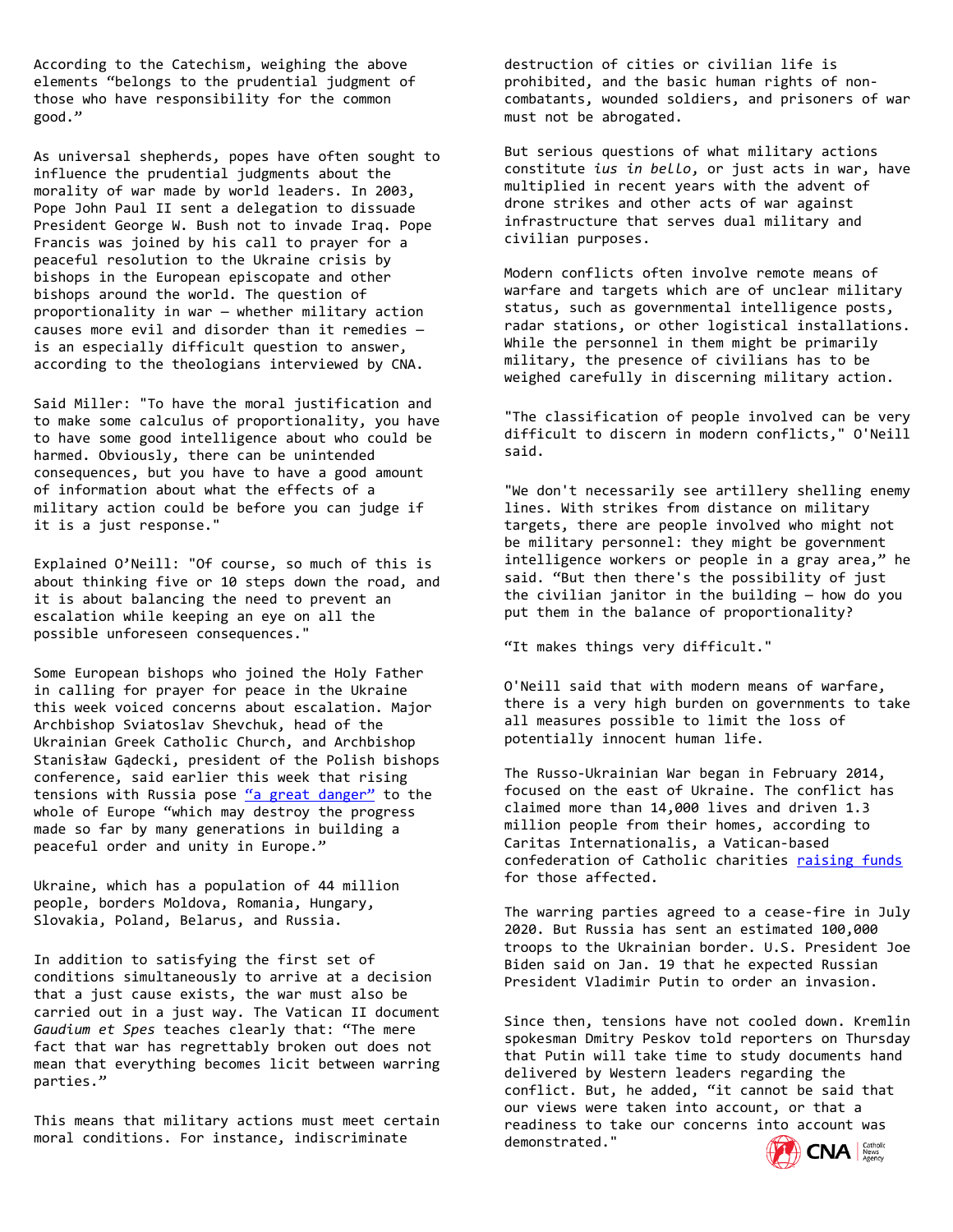According to the Catechism, weighing the above elements “belongs to the prudential judgment of those who have responsibility for the common good.”

As universal shepherds, popes have often sought to influence the prudential judgments about the morality of war made by world leaders. In 2003, Pope John Paul II sent a delegation to dissuade President George W. Bush not to invade Iraq. Pope Francis was joined by his call to prayer for a peaceful resolution to the Ukraine crisis by bishops in the European episcopate and other bishops around the world. The question of proportionality in war — whether military action causes more evil and disorder than it remedies — is an especially difficult question to answer, according to the theologians interviewed by CNA.

Said Miller: "To have the moral justification and to make some calculus of proportionality, you have to have some good intelligence about who could be harmed. Obviously, there can be unintended consequences, but you have to have a good amount of information about what the effects of a military action could be before you can judge if it is a just response."

Explained O’Neill: "Of course, so much of this is about thinking five or 10 steps down the road, and it is about balancing the need to prevent an escalation while keeping an eye on all the possible unforeseen consequences."

Some European bishops who joined the Holy Father in calling for prayer for peace in the Ukraine this week voiced concerns about escalation. Major Archbishop Sviatoslav Shevchuk, head of the Ukrainian Greek Catholic Church, and Archbishop Stanisław Gądecki, president of the Polish bishops conference, said earlier this week that rising tensions with Russia pose “a great danger” to the whole of Europe “which may destroy the progress made so far by many generations in building a peaceful order and unity in Europe.”

Ukraine, which has a population of 44 million people, borders Moldova, Romania, Hungary, Slovakia, Poland, Belarus, and Russia.

In addition to satisfying the first set of conditions simultaneously to arrive at a decision that a just cause exists, the war must also be carried out in a just way. The Vatican II document *Gaudium et Spes* teaches clearly that: “The mere fact that war has regrettably broken out does not mean that everything becomes licit between warring parties.”

This means that military actions must meet certain moral conditions. For instance, indiscriminate destruction of cities or civilian life is prohibited, and the basic human rights of non-combatants, wounded soldiers, and prisoners of war must not be abrogated.

But serious questions of what military actions constitute *ius in bello*, or just acts in war, have multiplied in recent years with the advent of drone strikes and other acts of war against infrastructure that serves dual military and civilian purposes.

Modern conflicts often involve remote means of warfare and targets which are of unclear military status, such as governmental intelligence posts, radar stations, or other logistical installations. While the personnel in them might be primarily military, the presence of civilians has to be weighed carefully in discerning military action.

"The classification of people involved can be very difficult to discern in modern conflicts," O'Neill said.

"We don't necessarily see artillery shelling enemy lines. With strikes from distance on military targets, there are people involved who might not be military personnel: they might be government intelligence workers or people in a gray area,” he said. “But then there's the possibility of just the civilian janitor in the building — how do you put them in the balance of proportionality?

“It makes things very difficult."

O'Neill said that with modern means of warfare, there is a very high burden on governments to take all measures possible to limit the loss of potentially innocent human life.

The Russo-Ukrainian War began in February 2014, focused on the east of Ukraine. The conflict has claimed more than 14,000 lives and driven 1.3 million people from their homes, according to Caritas Internationalis, a Vatican-based confederation of Catholic charities raising funds for those affected.

The warring parties agreed to a cease-fire in July 2020. But Russia has sent an estimated 100,000 troops to the Ukrainian border. U.S. President Joe Biden said on Jan. 19 that he expected Russian President Vladimir Putin to order an invasion.

Since then, tensions have not cooled down. Kremlin spokesman Dmitry Peskov told reporters on Thursday that Putin will take time to study documents hand delivered by Western leaders regarding the conflict. But, he added, “it cannot be said that our views were taken into account, or that a readiness to take our concerns into account was demonstrated."